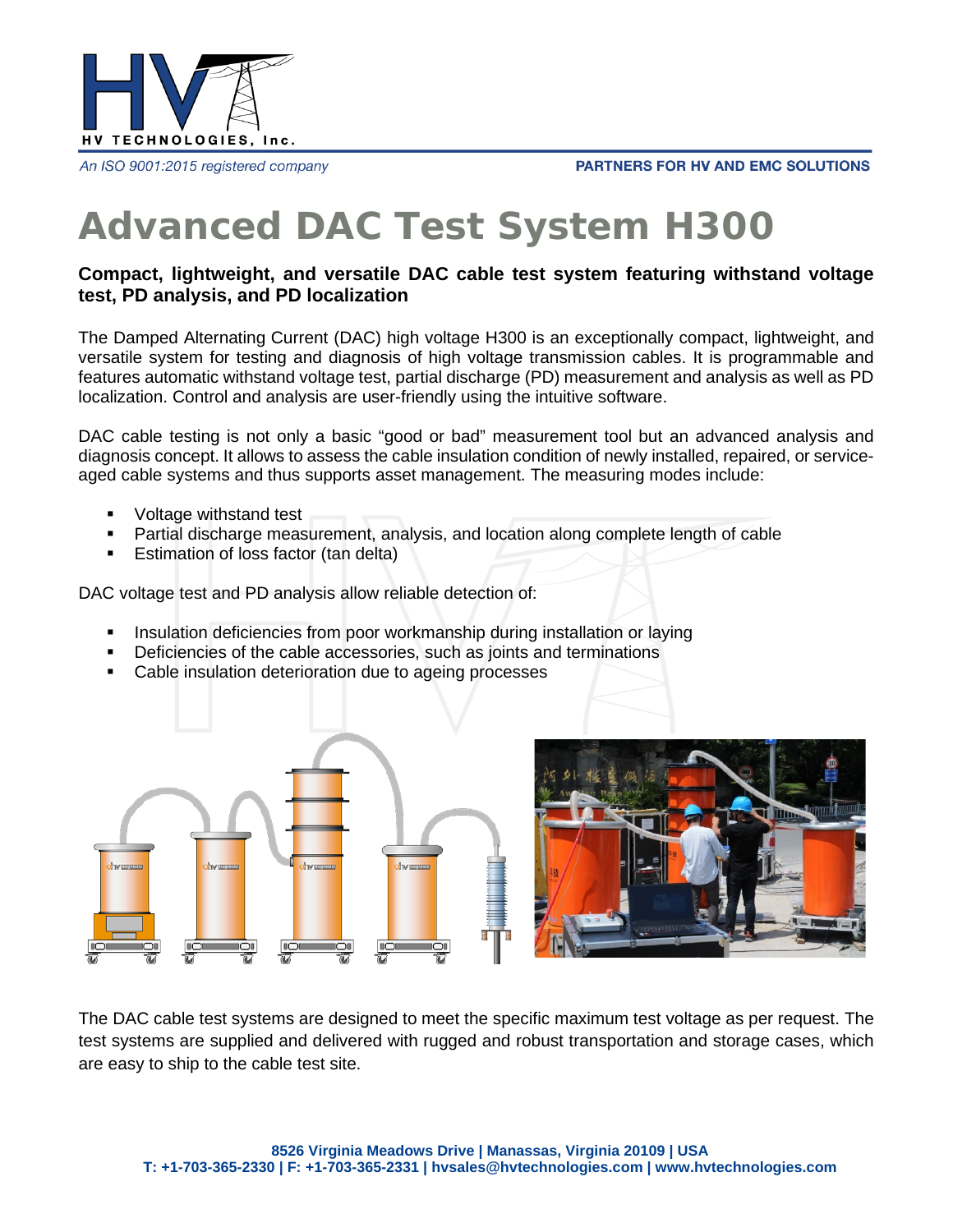# Advanced DAC Test System H300

**Compact, lightweight, and versatile DAC cable test system featuring withstand voltage test, PD analysis, and PD localization**

The Damped Alternating Current (DAC) high voltage H300 is an exceptionally compact, lightweight, and versatile system for testing and diagnosis of high voltage transmission cables. It is programmable and features automatic withstand voltage test, partial discharge (PD) measurement and analysis as well as PD localization. Control and analysis are user-friendly using the intuitive software.

DAC cable testing is not only a basic "good or bad" measurement tool but an advanced analysis and diagnosis concept. It allows to assess the cable insulation condition of newly installed, repaired, or service-aged cable systems and thus supports asset management. The measuring modes include:

- Voltage withstand test
- Partial discharge measurement, analysis, and location along complete length of cable
- Estimation of loss factor (tan delta)

DAC voltage test and PD analysis allow reliable detection of:

- Insulation deficiencies from poor workmanship during installation or laying
- Deficiencies of the cable accessories, such as joints and terminations
- Cable insulation deterioration due to ageing processes

The DAC cable test systems are designed to meet the specific maximum test voltage as per request. The test systems are supplied and delivered with rugged and robust transportation and storage cases, which are easy to ship to the cable test site.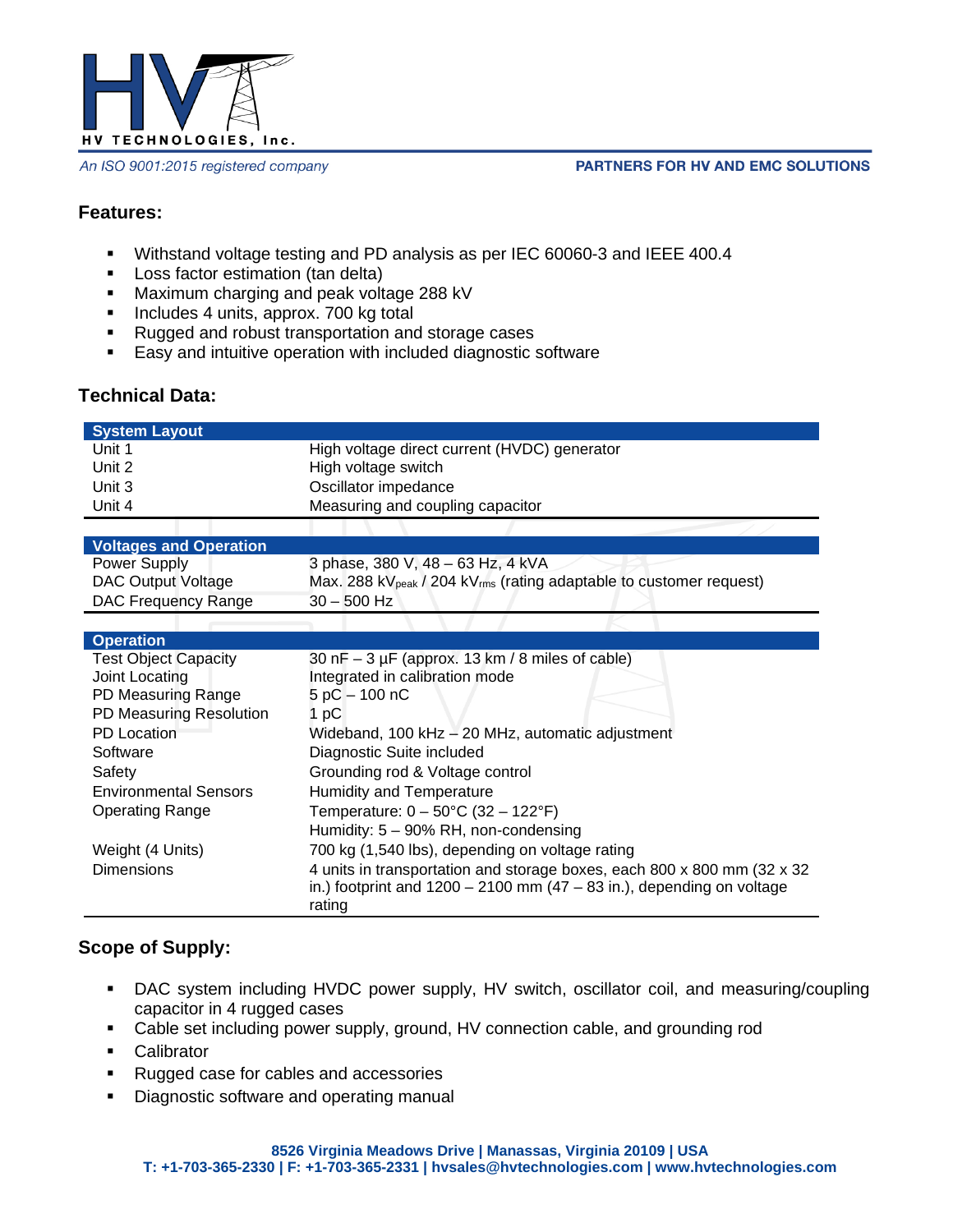## Features:

- Withstand voltage testing and PD analysis as per IEC 60060-3 and IEEE 400.4
- Loss factor estimation (tan delta)
- Maximum charging and peak voltage 288 kV
- Includes 4 units, approx. 700 kg total
- Rugged and robust transportation and storage cases
- Easy and intuitive operation with included diagnostic software

## Technical Data:

| | |
|---|---|
| **System Layout** | |
| Unit 1 | High voltage direct current (HVDC) generator |
| Unit 2 | High voltage switch |
| Unit 3 | Oscillator impedance |
| Unit 4 | Measuring and coupling capacitor |

| | |
|---|---|
| **Voltages and Operation** | |
| Power Supply | 3 phase, 380 V, 48 – 63 Hz, 4 kVA |
| DAC Output Voltage | Max. 288 $kV_{peak}$ / 204 $kV_{rms}$ (rating adaptable to customer request) |
| DAC Frequency Range | 30 – 500 Hz |

| | |
|---|---|
| **Operation** | |
| Test Object Capacity | 30 nF – 3 µF (approx. 13 km / 8 miles of cable) |
| Joint Locating | Integrated in calibration mode |
| PD Measuring Range | 5 pC – 100 nC |
| PD Measuring Resolution | 1 pC |
| PD Location | Wideband, 100 kHz – 20 MHz, automatic adjustment |
| Software | Diagnostic Suite included |
| Safety | Grounding rod & Voltage control |
| Environmental Sensors | Humidity and Temperature |
| Operating Range | Temperature: 0 – 50°C (32 – 122°F)<br>Humidity: 5 – 90% RH, non-condensing |
| Weight (4 Units) | 700 kg (1,540 lbs), depending on voltage rating |
| Dimensions | 4 units in transportation and storage boxes, each 800 x 800 mm (32 x 32 in.) footprint and 1200 – 2100 mm (47 – 83 in.), depending on voltage rating |

## Scope of Supply:

- DAC system including HVDC power supply, HV switch, oscillator coil, and measuring/coupling capacitor in 4 rugged cases
- Cable set including power supply, ground, HV connection cable, and grounding rod
- Calibrator
- Rugged case for cables and accessories
- Diagnostic software and operating manual